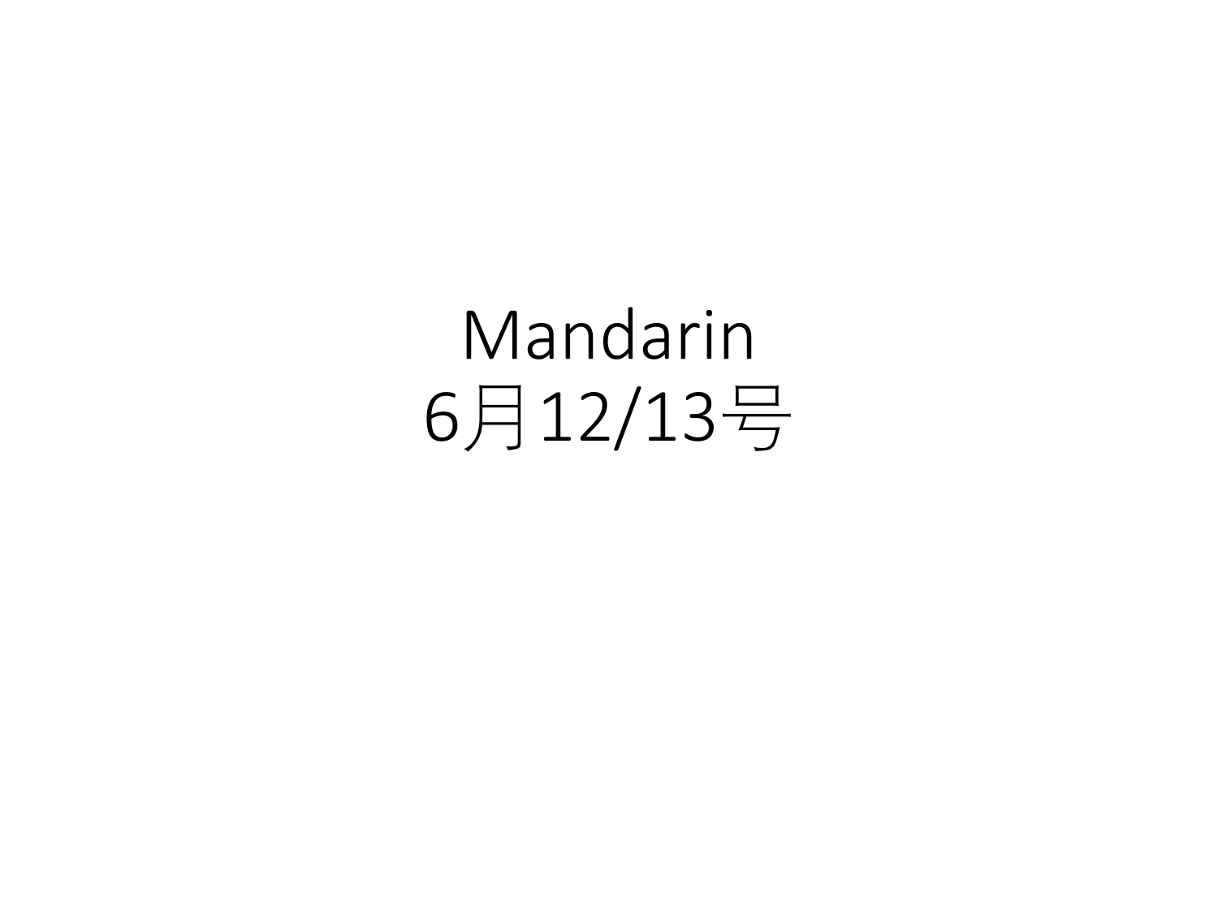# Mandarin
# 6月12/13号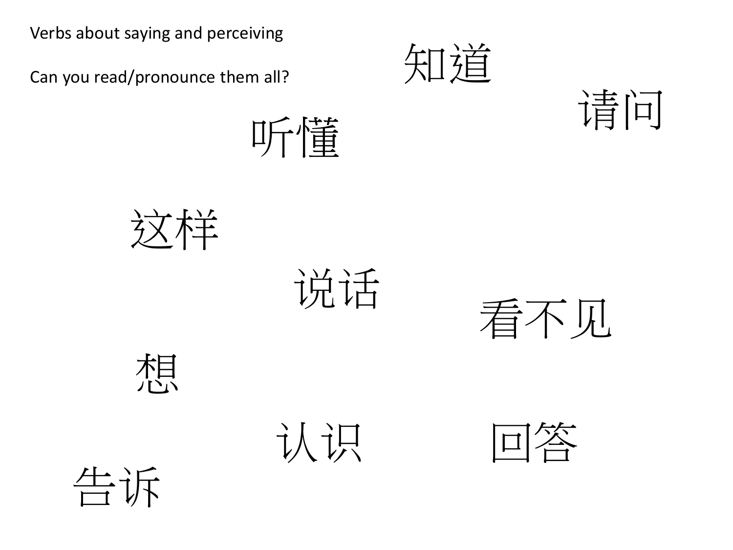Verbs about saying and perceiving

Can you read/pronounce them all?

知道

请问

听懂

这样

说话

看不见

想

认识

回答

告诉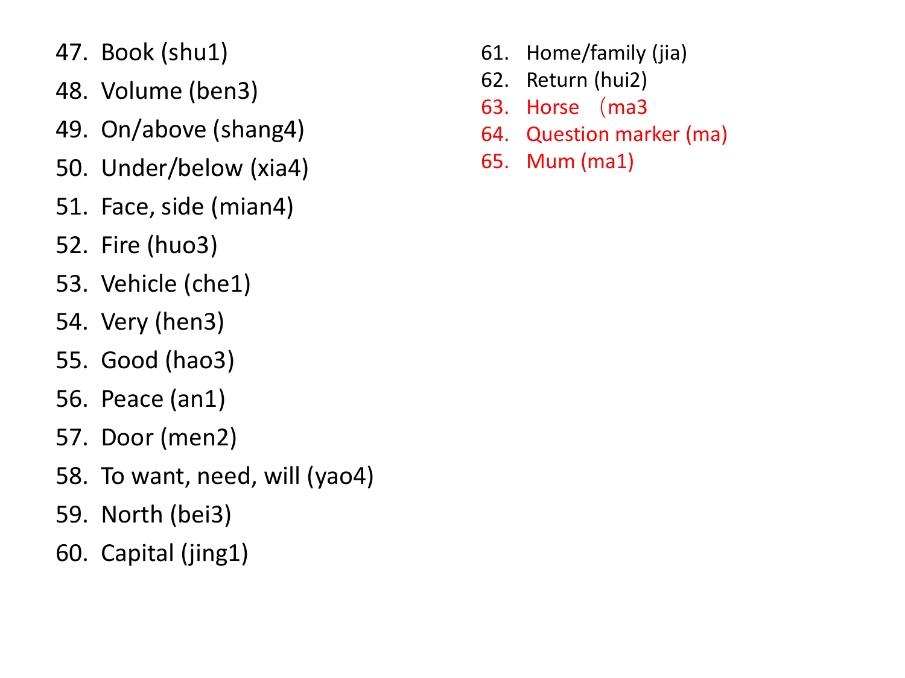47. Book (shu1)
48. Volume (ben3)
49. On/above (shang4)
50. Under/below (xia4)
51. Face, side (mian4)
52. Fire (huo3)
53. Vehicle (che1)
54. Very (hen3)
55. Good (hao3)
56. Peace (an1)
57. Door (men2)
58. To want, need, will (yao4)
59. North (bei3)
60. Capital (jing1)
61. Home/family (jia)
62. Return (hui2)
63. Horse （ma3
64. Question marker (ma)
65. Mum (ma1)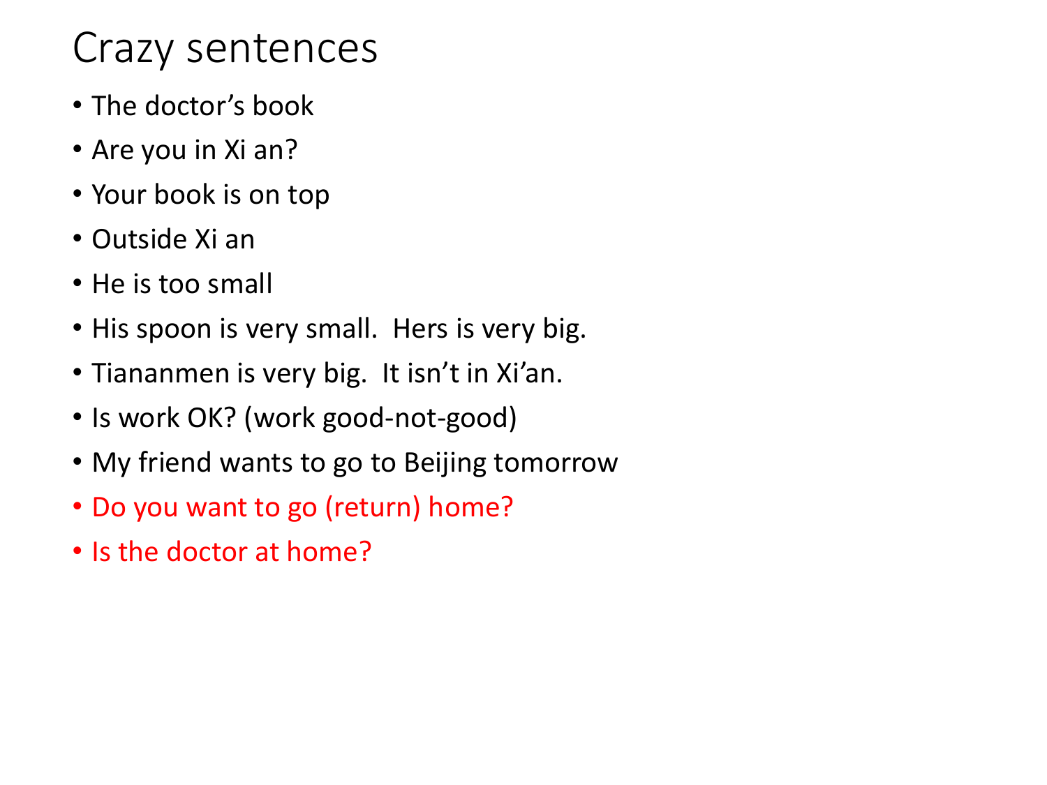# Crazy sentences

- The doctor’s book
- Are you in Xi an?
- Your book is on top
- Outside Xi an
- He is too small
- His spoon is very small.  Hers is very big.
- Tiananmen is very big.  It isn’t in Xi’an.
- Is work OK? (work good-not-good)
- My friend wants to go to Beijing tomorrow
- Do you want to go (return) home?
- Is the doctor at home?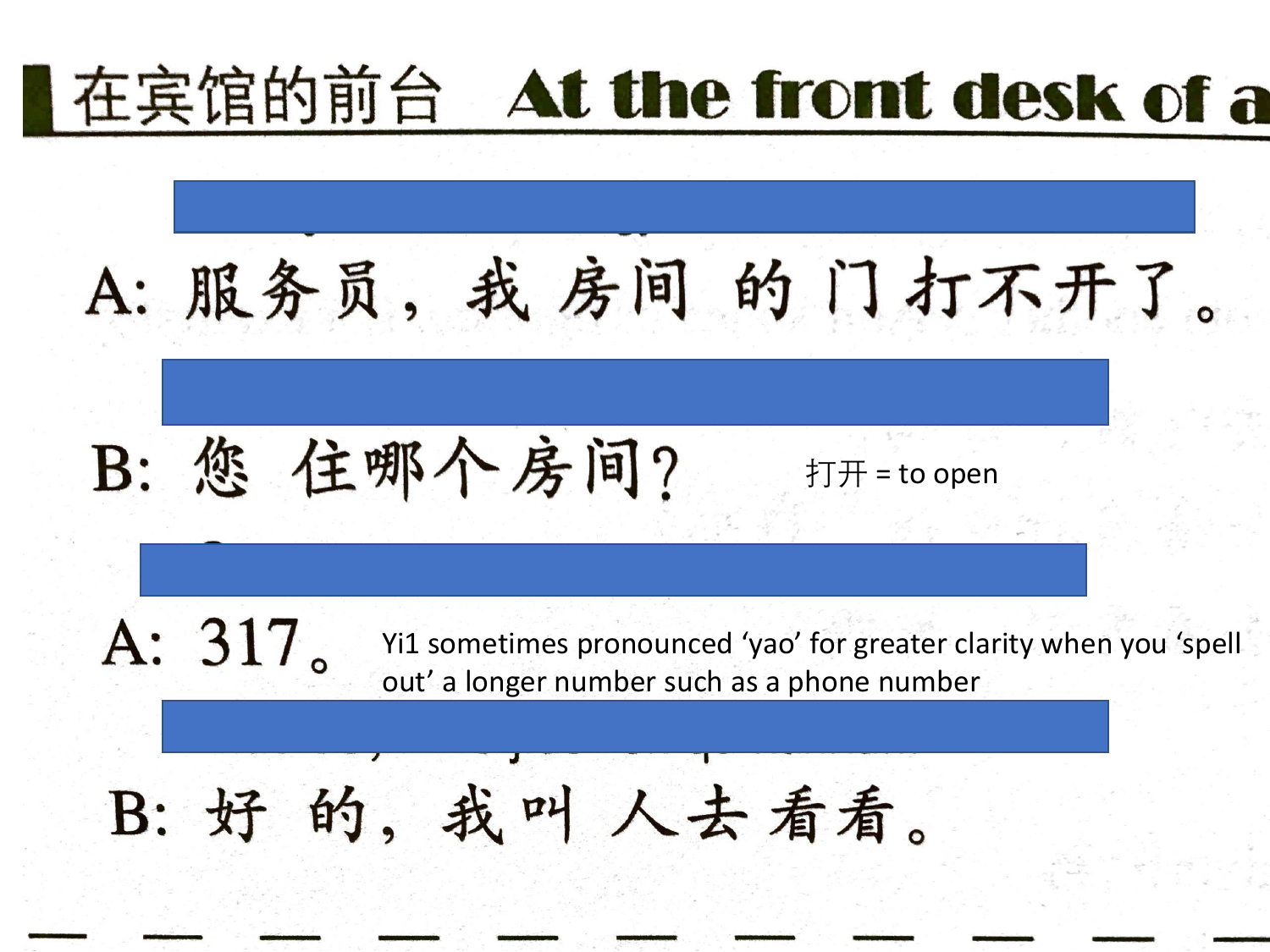## 在宾馆的前台 At the front desk of a

A: 服务员，我房间的门打不开了。

B: 您住哪个房间？

打开 = to open

A: 317。

Yi1 sometimes pronounced 'yao' for greater clarity when you 'spell out' a longer number such as a phone number

B: 好的，我叫人去看看。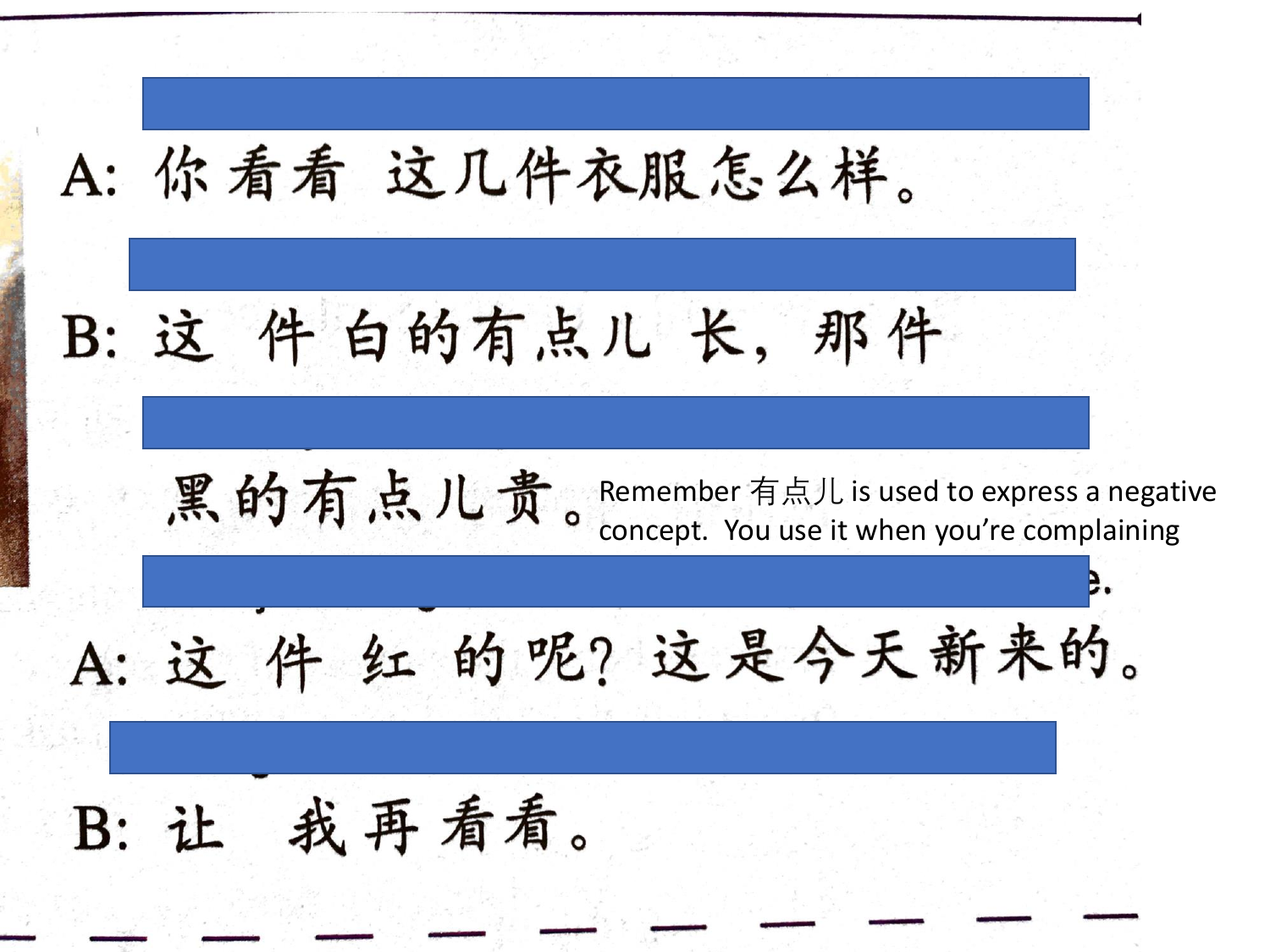A: 你看看 这几件衣服怎么样。

B: 这 件 白的有点儿 长，那件

黑的有点儿贵。

Remember 有点儿 is used to express a negative concept. You use it when you're complaining

A: 这 件 红 的 呢？ 这是今天新来的。

B: 让 我再看看。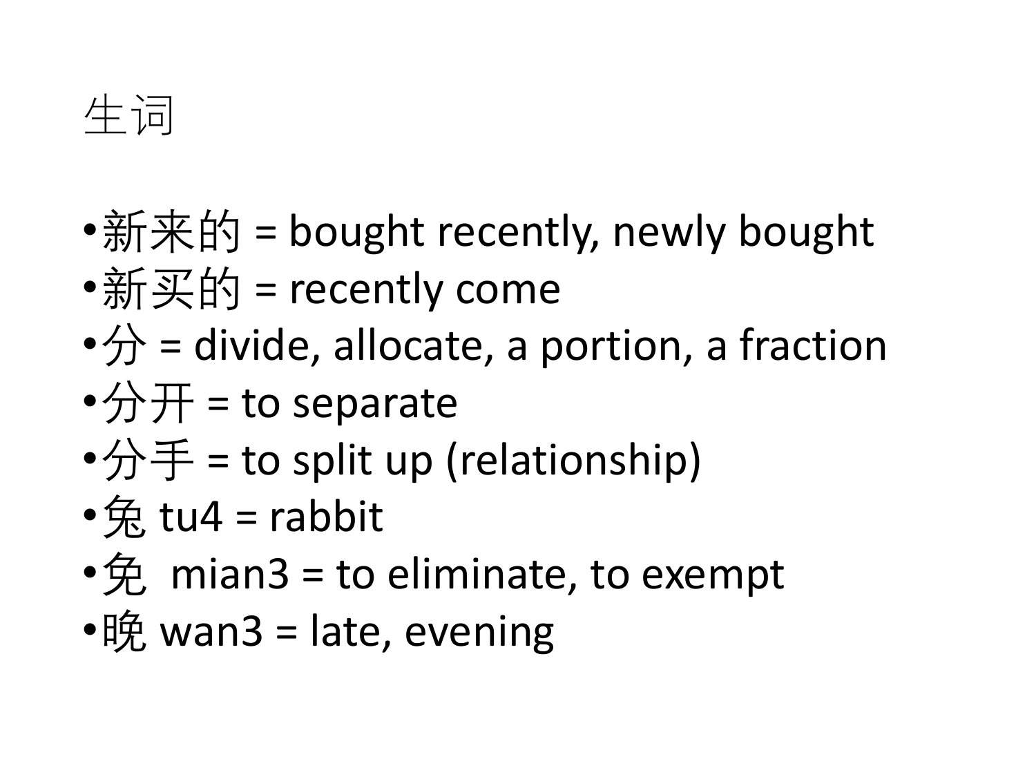# 生词

- 新来的 = bought recently, newly bought
- 新买的 = recently come
- 分 = divide, allocate, a portion, a fraction
- 分开 = to separate
- 分手 = to split up (relationship)
- 兔 tu4 = rabbit
- 免  mian3 = to eliminate, to exempt
- 晚 wan3 = late, evening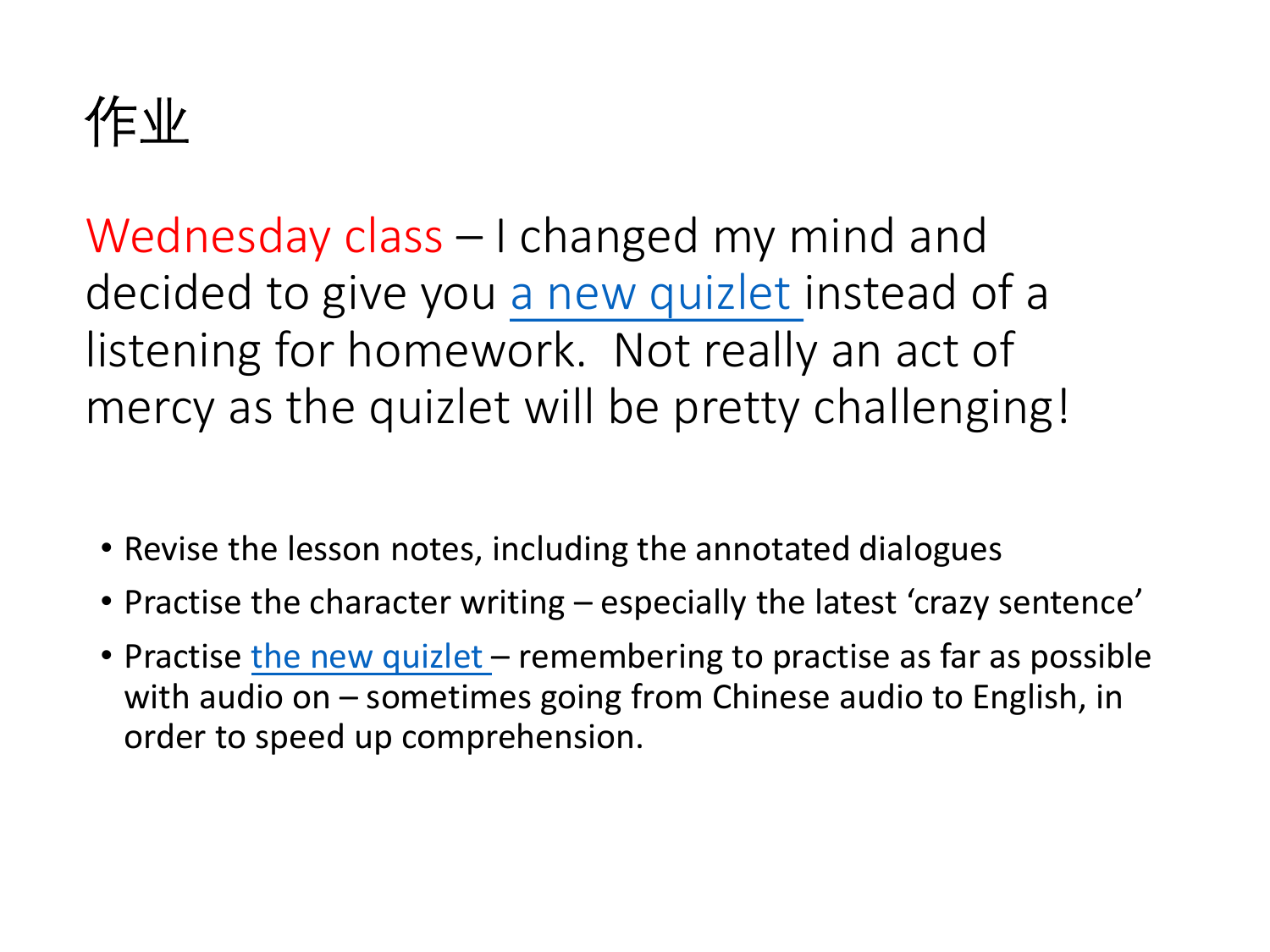# 作业

Wednesday class – I changed my mind and decided to give you a new quizlet instead of a listening for homework. Not really an act of mercy as the quizlet will be pretty challenging!

- Revise the lesson notes, including the annotated dialogues
- Practise the character writing – especially the latest 'crazy sentence'
- Practise the new quizlet – remembering to practise as far as possible with audio on – sometimes going from Chinese audio to English, in order to speed up comprehension.